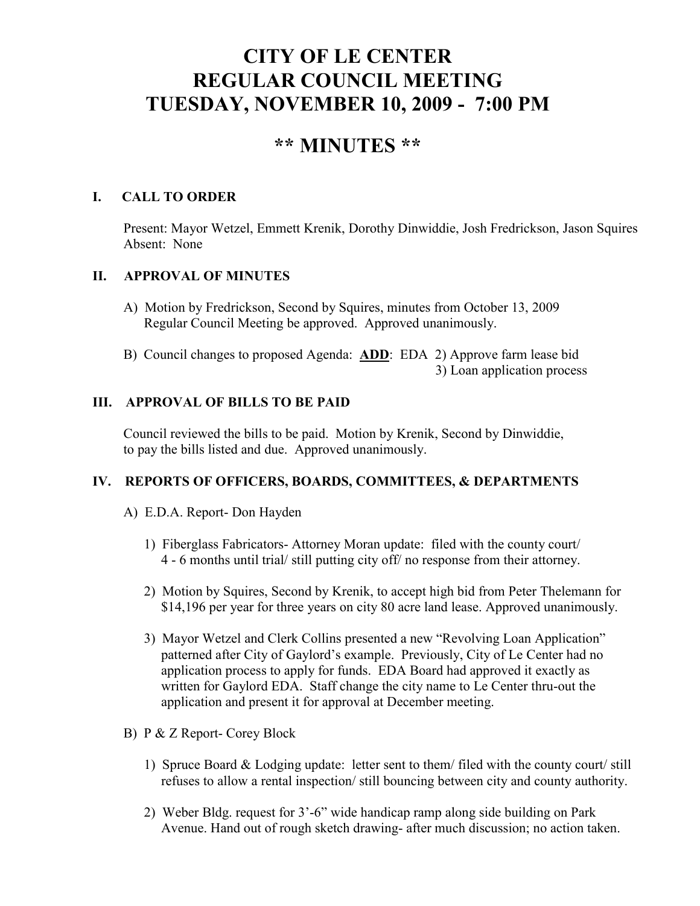# CITY OF LE CENTER
# REGULAR COUNCIL MEETING
# TUESDAY, NOVEMBER 10, 2009 - 7:00 PM

## ** MINUTES **

### I. CALL TO ORDER

Present: Mayor Wetzel, Emmett Krenik, Dorothy Dinwiddie, Josh Fredrickson, Jason Squires
Absent: None

### II. APPROVAL OF MINUTES

A) Motion by Fredrickson, Second by Squires, minutes from October 13, 2009 Regular Council Meeting be approved. Approved unanimously.

B) Council changes to proposed Agenda: **ADD**: EDA 2) Approve farm lease bid
3) Loan application process

### III. APPROVAL OF BILLS TO BE PAID

Council reviewed the bills to be paid. Motion by Krenik, Second by Dinwiddie, to pay the bills listed and due. Approved unanimously.

### IV. REPORTS OF OFFICERS, BOARDS, COMMITTEES, & DEPARTMENTS

A) E.D.A. Report- Don Hayden

1) Fiberglass Fabricators- Attorney Moran update: filed with the county court/ 4 - 6 months until trial/ still putting city off/ no response from their attorney.

2) Motion by Squires, Second by Krenik, to accept high bid from Peter Thelemann for $14,196 per year for three years on city 80 acre land lease. Approved unanimously.

3) Mayor Wetzel and Clerk Collins presented a new "Revolving Loan Application" patterned after City of Gaylord's example. Previously, City of Le Center had no application process to apply for funds. EDA Board had approved it exactly as written for Gaylord EDA. Staff change the city name to Le Center thru-out the application and present it for approval at December meeting.

B) P & Z Report- Corey Block

1) Spruce Board & Lodging update: letter sent to them/ filed with the county court/ still refuses to allow a rental inspection/ still bouncing between city and county authority.

2) Weber Bldg. request for 3'-6" wide handicap ramp along side building on Park Avenue. Hand out of rough sketch drawing- after much discussion; no action taken.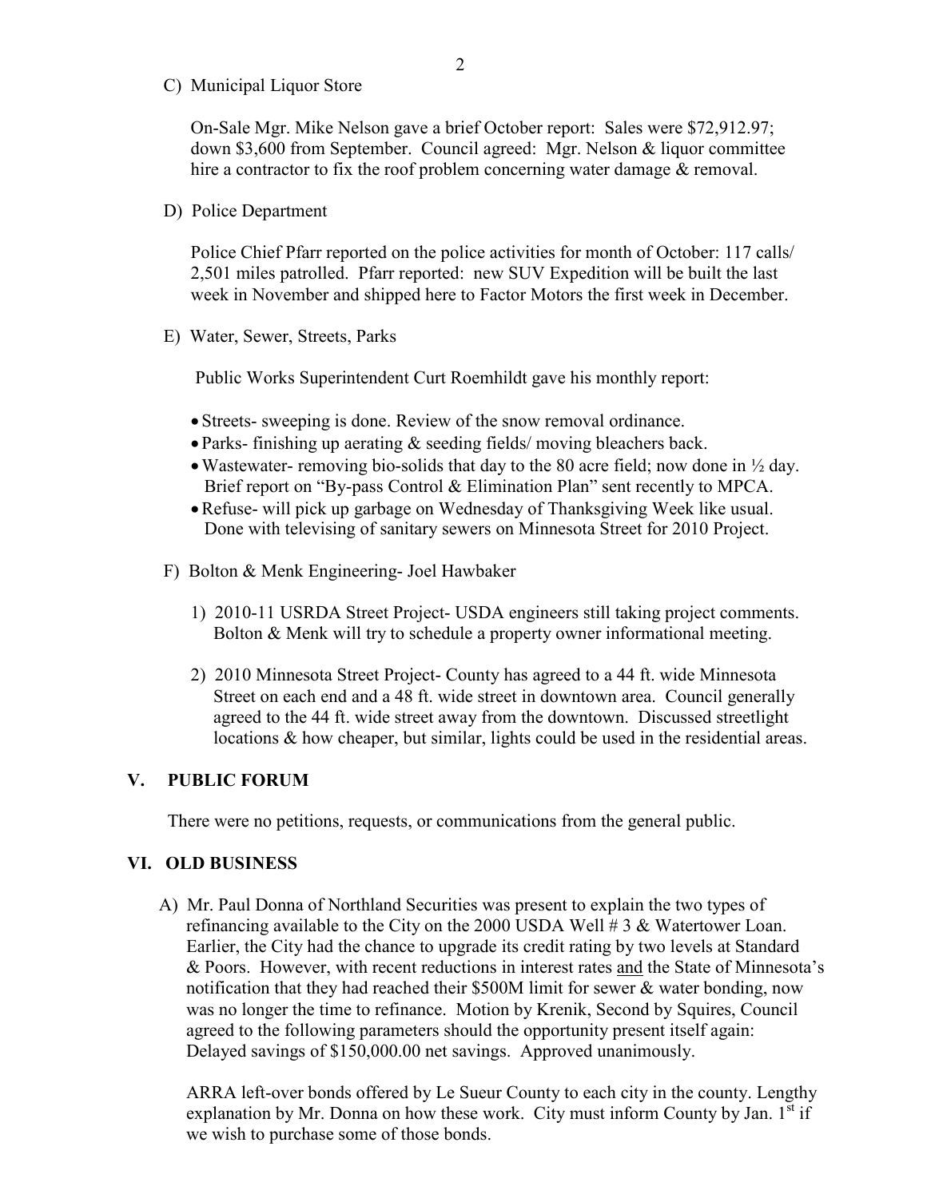C) Municipal Liquor Store

On-Sale Mgr. Mike Nelson gave a brief October report: Sales were $72,912.97; down $3,600 from September. Council agreed: Mgr. Nelson & liquor committee hire a contractor to fix the roof problem concerning water damage & removal.

D) Police Department

Police Chief Pfarr reported on the police activities for month of October: 117 calls/ 2,501 miles patrolled. Pfarr reported: new SUV Expedition will be built the last week in November and shipped here to Factor Motors the first week in December.

E) Water, Sewer, Streets, Parks

Public Works Superintendent Curt Roemhildt gave his monthly report:

- Streets- sweeping is done. Review of the snow removal ordinance.
- Parks- finishing up aerating & seeding fields/ moving bleachers back.
- Wastewater- removing bio-solids that day to the 80 acre field; now done in ½ day. Brief report on "By-pass Control & Elimination Plan" sent recently to MPCA.
- Refuse- will pick up garbage on Wednesday of Thanksgiving Week like usual. Done with televising of sanitary sewers on Minnesota Street for 2010 Project.

F) Bolton & Menk Engineering- Joel Hawbaker

1) 2010-11 USRDA Street Project- USDA engineers still taking project comments. Bolton & Menk will try to schedule a property owner informational meeting.

2) 2010 Minnesota Street Project- County has agreed to a 44 ft. wide Minnesota Street on each end and a 48 ft. wide street in downtown area. Council generally agreed to the 44 ft. wide street away from the downtown. Discussed streetlight locations & how cheaper, but similar, lights could be used in the residential areas.

## V. PUBLIC FORUM

There were no petitions, requests, or communications from the general public.

## VI. OLD BUSINESS

A) Mr. Paul Donna of Northland Securities was present to explain the two types of refinancing available to the City on the 2000 USDA Well # 3 & Watertower Loan. Earlier, the City had the chance to upgrade its credit rating by two levels at Standard & Poors. However, with recent reductions in interest rates <u>and</u> the State of Minnesota's notification that they had reached their $500M limit for sewer & water bonding, now was no longer the time to refinance. Motion by Krenik, Second by Squires, Council agreed to the following parameters should the opportunity present itself again: Delayed savings of $150,000.00 net savings. Approved unanimously.

ARRA left-over bonds offered by Le Sueur County to each city in the county. Lengthy explanation by Mr. Donna on how these work. City must inform County by Jan. 1st if we wish to purchase some of those bonds.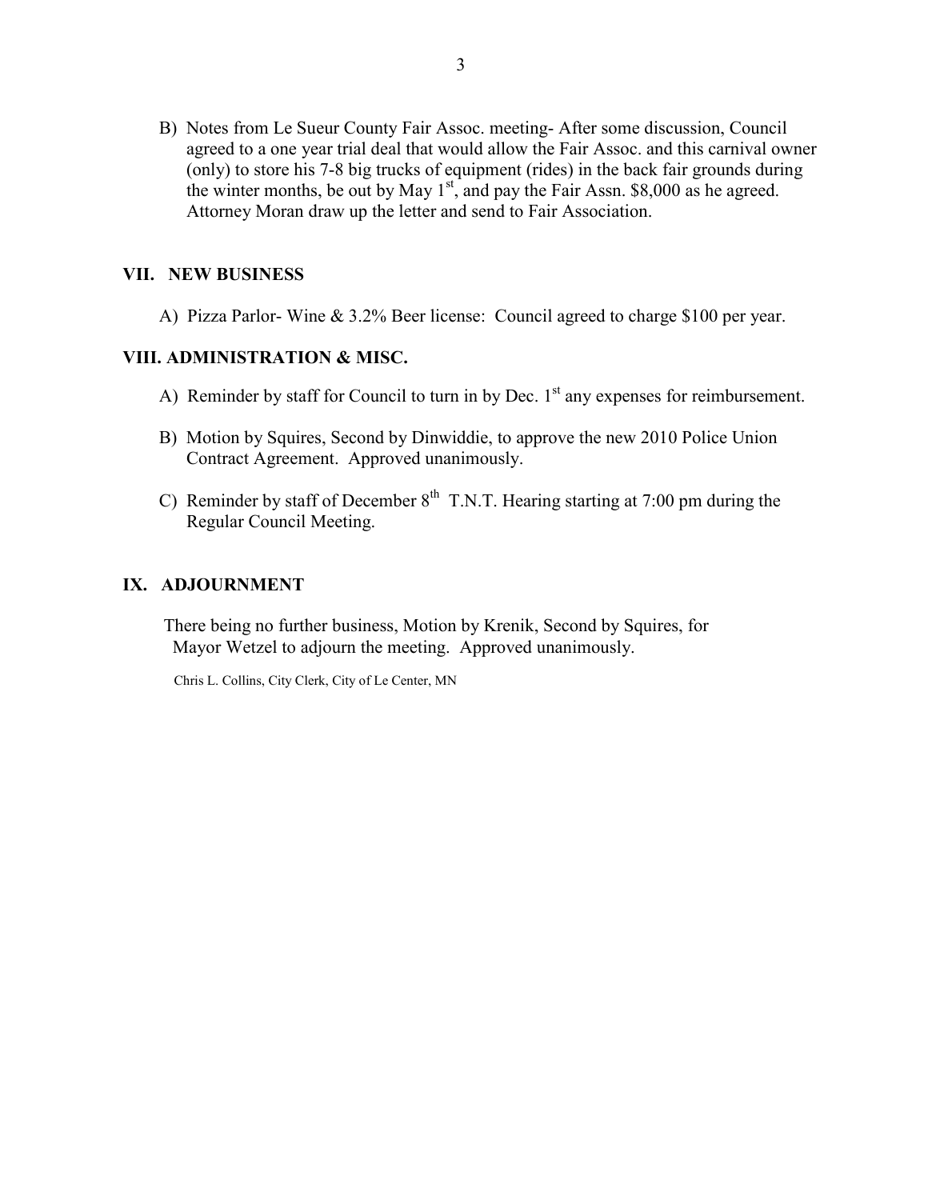B) Notes from Le Sueur County Fair Assoc. meeting- After some discussion, Council agreed to a one year trial deal that would allow the Fair Assoc. and this carnival owner (only) to store his 7-8 big trucks of equipment (rides) in the back fair grounds during the winter months, be out by May 1st, and pay the Fair Assn. $8,000 as he agreed. Attorney Moran draw up the letter and send to Fair Association.

## VII. NEW BUSINESS

A) Pizza Parlor- Wine & 3.2% Beer license: Council agreed to charge $100 per year.

## VIII. ADMINISTRATION & MISC.

A) Reminder by staff for Council to turn in by Dec. 1st any expenses for reimbursement.

B) Motion by Squires, Second by Dinwiddie, to approve the new 2010 Police Union Contract Agreement. Approved unanimously.

C) Reminder by staff of December 8th T.N.T. Hearing starting at 7:00 pm during the Regular Council Meeting.

## IX. ADJOURNMENT

There being no further business, Motion by Krenik, Second by Squires, for Mayor Wetzel to adjourn the meeting. Approved unanimously.

Chris L. Collins, City Clerk, City of Le Center, MN